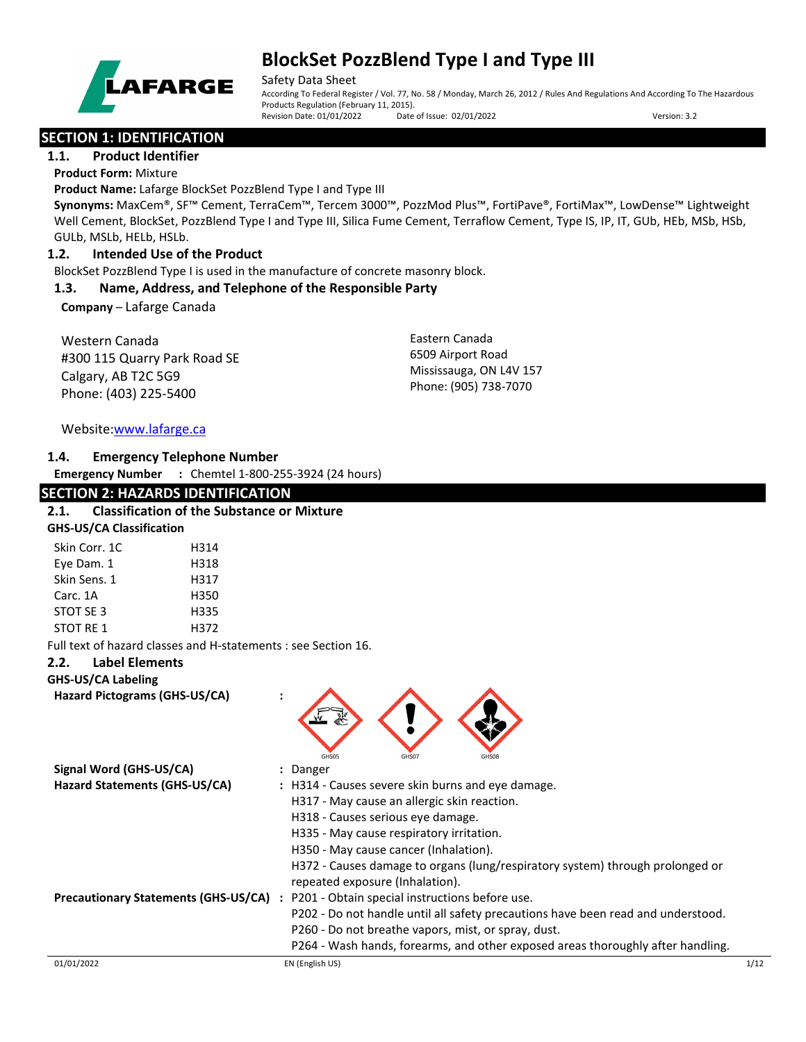# BlockSet PozzBlend Type I and Type III

Safety Data Sheet

According To Federal Register / Vol. 77, No. 58 / Monday, March 26, 2012 / Rules And Regulations And According To The Hazardous Products Regulation (February 11, 2015).

Revision Date: 01/01/2022 Date of Issue: 02/01/2022 Version: 3.2

## SECTION 1: IDENTIFICATION

### 1.1. Product Identifier

**Product Form:** Mixture

**Product Name:** Lafarge BlockSet PozzBlend Type I and Type III

**Synonyms:** MaxCem®, SF™ Cement, TerraCem™, Tercem 3000™, PozzMod Plus™, FortiPave®, FortiMax™, LowDense™ Lightweight Well Cement, BlockSet, PozzBlend Type I and Type III, Silica Fume Cement, Terraflow Cement, Type IS, IP, IT, GUb, HEb, MSb, HSb, GULb, MSLb, HELb, HSLb.

### 1.2. Intended Use of the Product

BlockSet PozzBlend Type I is used in the manufacture of concrete masonry block.

### 1.3. Name, Address, and Telephone of the Responsible Party

**Company** – Lafarge Canada

Western Canada
#300 115 Quarry Park Road SE
Calgary, AB T2C 5G9
Phone: (403) 225-5400

Eastern Canada
6509 Airport Road
Mississauga, ON L4V 157
Phone: (905) 738-7070

Website: www.lafarge.ca

### 1.4. Emergency Telephone Number

**Emergency Number** : Chemtel 1-800-255-3924 (24 hours)

## SECTION 2: HAZARDS IDENTIFICATION

### 2.1. Classification of the Substance or Mixture

**GHS-US/CA Classification**

| | |
|---|---|
| Skin Corr. 1C | H314 |
| Eye Dam. 1 | H318 |
| Skin Sens. 1 | H317 |
| Carc. 1A | H350 |
| STOT SE 3 | H335 |
| STOT RE 1 | H372 |

Full text of hazard classes and H-statements : see Section 16.

### 2.2. Label Elements

**GHS-US/CA Labeling**

**Hazard Pictograms (GHS-US/CA)** : GHS05 GHS07 GHS08

**Signal Word (GHS-US/CA)** : Danger

**Hazard Statements (GHS-US/CA)** : H314 - Causes severe skin burns and eye damage.
H317 - May cause an allergic skin reaction.
H318 - Causes serious eye damage.
H335 - May cause respiratory irritation.
H350 - May cause cancer (Inhalation).
H372 - Causes damage to organs (lung/respiratory system) through prolonged or repeated exposure (Inhalation).

**Precautionary Statements (GHS-US/CA)** : P201 - Obtain special instructions before use.
P202 - Do not handle until all safety precautions have been read and understood.
P260 - Do not breathe vapors, mist, or spray, dust.
P264 - Wash hands, forearms, and other exposed areas thoroughly after handling.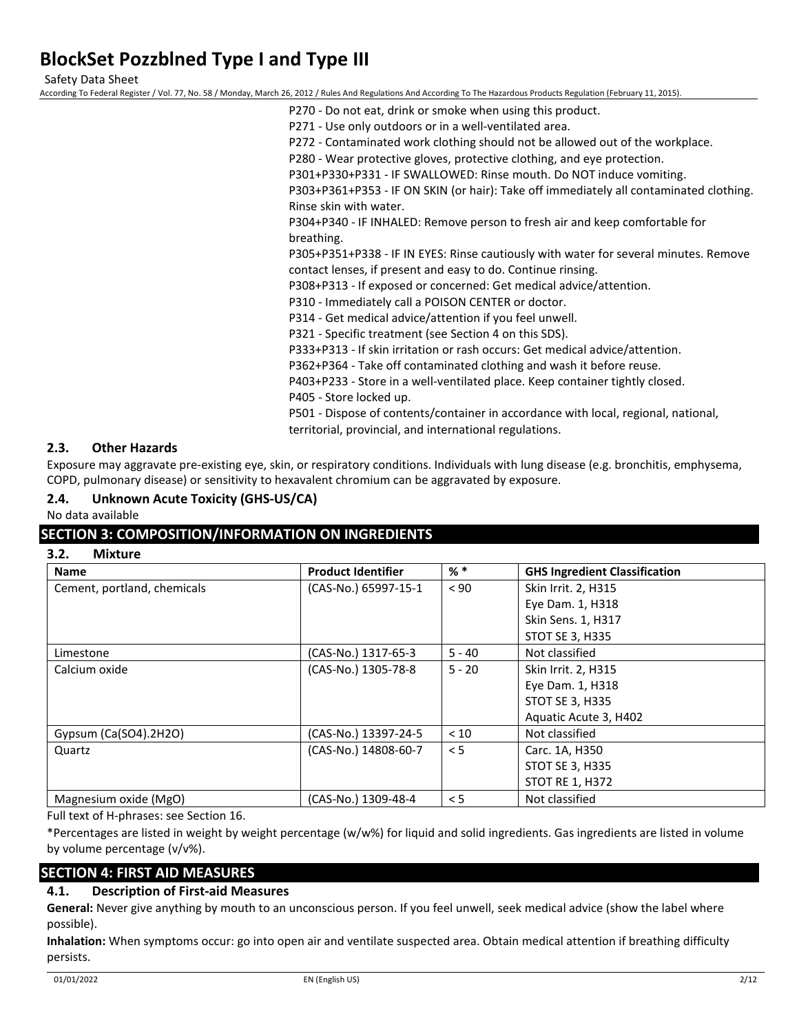P270 - Do not eat, drink or smoke when using this product.
P271 - Use only outdoors or in a well-ventilated area.
P272 - Contaminated work clothing should not be allowed out of the workplace.
P280 - Wear protective gloves, protective clothing, and eye protection.
P301+P330+P331 - IF SWALLOWED: Rinse mouth. Do NOT induce vomiting.
P303+P361+P353 - IF ON SKIN (or hair): Take off immediately all contaminated clothing. Rinse skin with water.
P304+P340 - IF INHALED: Remove person to fresh air and keep comfortable for breathing.
P305+P351+P338 - IF IN EYES: Rinse cautiously with water for several minutes. Remove contact lenses, if present and easy to do. Continue rinsing.
P308+P313 - If exposed or concerned: Get medical advice/attention.
P310 - Immediately call a POISON CENTER or doctor.
P314 - Get medical advice/attention if you feel unwell.
P321 - Specific treatment (see Section 4 on this SDS).
P333+P313 - If skin irritation or rash occurs: Get medical advice/attention.
P362+P364 - Take off contaminated clothing and wash it before reuse.
P403+P233 - Store in a well-ventilated place. Keep container tightly closed.
P405 - Store locked up.
P501 - Dispose of contents/container in accordance with local, regional, national, territorial, provincial, and international regulations.

### 2.3. Other Hazards

Exposure may aggravate pre-existing eye, skin, or respiratory conditions. Individuals with lung disease (e.g. bronchitis, emphysema, COPD, pulmonary disease) or sensitivity to hexavalent chromium can be aggravated by exposure.

### 2.4. Unknown Acute Toxicity (GHS-US/CA)

No data available

## SECTION 3: COMPOSITION/INFORMATION ON INGREDIENTS

### 3.2. Mixture

| Name | Product Identifier | % * | GHS Ingredient Classification |
|---|---|---|---|
| Cement, portland, chemicals | (CAS-No.) 65997-15-1 | < 90 | Skin Irrit. 2, H315<br>Eye Dam. 1, H318<br>Skin Sens. 1, H317<br>STOT SE 3, H335 |
| Limestone | (CAS-No.) 1317-65-3 | 5 - 40 | Not classified |
| Calcium oxide | (CAS-No.) 1305-78-8 | 5 - 20 | Skin Irrit. 2, H315<br>Eye Dam. 1, H318<br>STOT SE 3, H335<br>Aquatic Acute 3, H402 |
| Gypsum (Ca(SO4).2H2O) | (CAS-No.) 13397-24-5 | < 10 | Not classified |
| Quartz | (CAS-No.) 14808-60-7 | < 5 | Carc. 1A, H350<br>STOT SE 3, H335<br>STOT RE 1, H372 |
| Magnesium oxide (MgO) | (CAS-No.) 1309-48-4 | < 5 | Not classified |

Full text of H-phrases: see Section 16.

*Percentages are listed in weight by weight percentage (w/w%) for liquid and solid ingredients. Gas ingredients are listed in volume by volume percentage (v/v%).

## SECTION 4: FIRST AID MEASURES

### 4.1. Description of First-aid Measures

**General:** Never give anything by mouth to an unconscious person. If you feel unwell, seek medical advice (show the label where possible).

**Inhalation:** When symptoms occur: go into open air and ventilate suspected area. Obtain medical attention if breathing difficulty persists.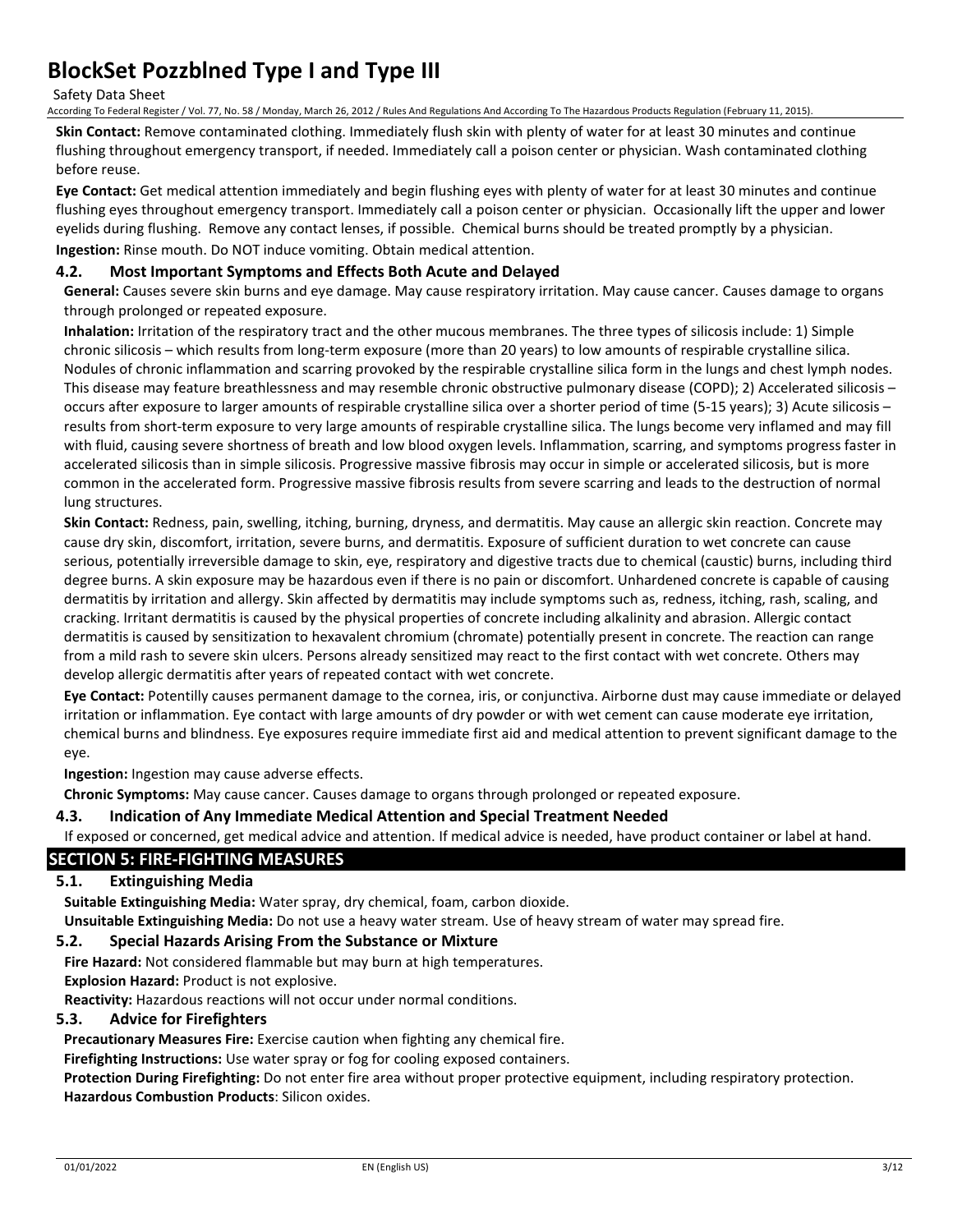**Skin Contact:** Remove contaminated clothing. Immediately flush skin with plenty of water for at least 30 minutes and continue flushing throughout emergency transport, if needed. Immediately call a poison center or physician. Wash contaminated clothing before reuse.

**Eye Contact:** Get medical attention immediately and begin flushing eyes with plenty of water for at least 30 minutes and continue flushing eyes throughout emergency transport. Immediately call a poison center or physician. Occasionally lift the upper and lower eyelids during flushing. Remove any contact lenses, if possible. Chemical burns should be treated promptly by a physician.

**Ingestion:** Rinse mouth. Do NOT induce vomiting. Obtain medical attention.

### 4.2. Most Important Symptoms and Effects Both Acute and Delayed

**General:** Causes severe skin burns and eye damage. May cause respiratory irritation. May cause cancer. Causes damage to organs through prolonged or repeated exposure.

**Inhalation:** Irritation of the respiratory tract and the other mucous membranes. The three types of silicosis include: 1) Simple chronic silicosis – which results from long-term exposure (more than 20 years) to low amounts of respirable crystalline silica. Nodules of chronic inflammation and scarring provoked by the respirable crystalline silica form in the lungs and chest lymph nodes. This disease may feature breathlessness and may resemble chronic obstructive pulmonary disease (COPD); 2) Accelerated silicosis – occurs after exposure to larger amounts of respirable crystalline silica over a shorter period of time (5-15 years); 3) Acute silicosis – results from short-term exposure to very large amounts of respirable crystalline silica. The lungs become very inflamed and may fill with fluid, causing severe shortness of breath and low blood oxygen levels. Inflammation, scarring, and symptoms progress faster in accelerated silicosis than in simple silicosis. Progressive massive fibrosis may occur in simple or accelerated silicosis, but is more common in the accelerated form. Progressive massive fibrosis results from severe scarring and leads to the destruction of normal lung structures.

**Skin Contact:** Redness, pain, swelling, itching, burning, dryness, and dermatitis. May cause an allergic skin reaction. Concrete may cause dry skin, discomfort, irritation, severe burns, and dermatitis. Exposure of sufficient duration to wet concrete can cause serious, potentially irreversible damage to skin, eye, respiratory and digestive tracts due to chemical (caustic) burns, including third degree burns. A skin exposure may be hazardous even if there is no pain or discomfort. Unhardened concrete is capable of causing dermatitis by irritation and allergy. Skin affected by dermatitis may include symptoms such as, redness, itching, rash, scaling, and cracking. Irritant dermatitis is caused by the physical properties of concrete including alkalinity and abrasion. Allergic contact dermatitis is caused by sensitization to hexavalent chromium (chromate) potentially present in concrete. The reaction can range from a mild rash to severe skin ulcers. Persons already sensitized may react to the first contact with wet concrete. Others may develop allergic dermatitis after years of repeated contact with wet concrete.

**Eye Contact:** Potentilly causes permanent damage to the cornea, iris, or conjunctiva. Airborne dust may cause immediate or delayed irritation or inflammation. Eye contact with large amounts of dry powder or with wet cement can cause moderate eye irritation, chemical burns and blindness. Eye exposures require immediate first aid and medical attention to prevent significant damage to the eye.

**Ingestion:** Ingestion may cause adverse effects.

**Chronic Symptoms:** May cause cancer. Causes damage to organs through prolonged or repeated exposure.

### 4.3. Indication of Any Immediate Medical Attention and Special Treatment Needed

If exposed or concerned, get medical advice and attention. If medical advice is needed, have product container or label at hand.

## SECTION 5: FIRE-FIGHTING MEASURES

### 5.1. Extinguishing Media

**Suitable Extinguishing Media:** Water spray, dry chemical, foam, carbon dioxide.

**Unsuitable Extinguishing Media:** Do not use a heavy water stream. Use of heavy stream of water may spread fire.

### 5.2. Special Hazards Arising From the Substance or Mixture

**Fire Hazard:** Not considered flammable but may burn at high temperatures.

**Explosion Hazard:** Product is not explosive.

**Reactivity:** Hazardous reactions will not occur under normal conditions.

### 5.3. Advice for Firefighters

**Precautionary Measures Fire:** Exercise caution when fighting any chemical fire.

**Firefighting Instructions:** Use water spray or fog for cooling exposed containers.

**Protection During Firefighting:** Do not enter fire area without proper protective equipment, including respiratory protection.

**Hazardous Combustion Products**: Silicon oxides.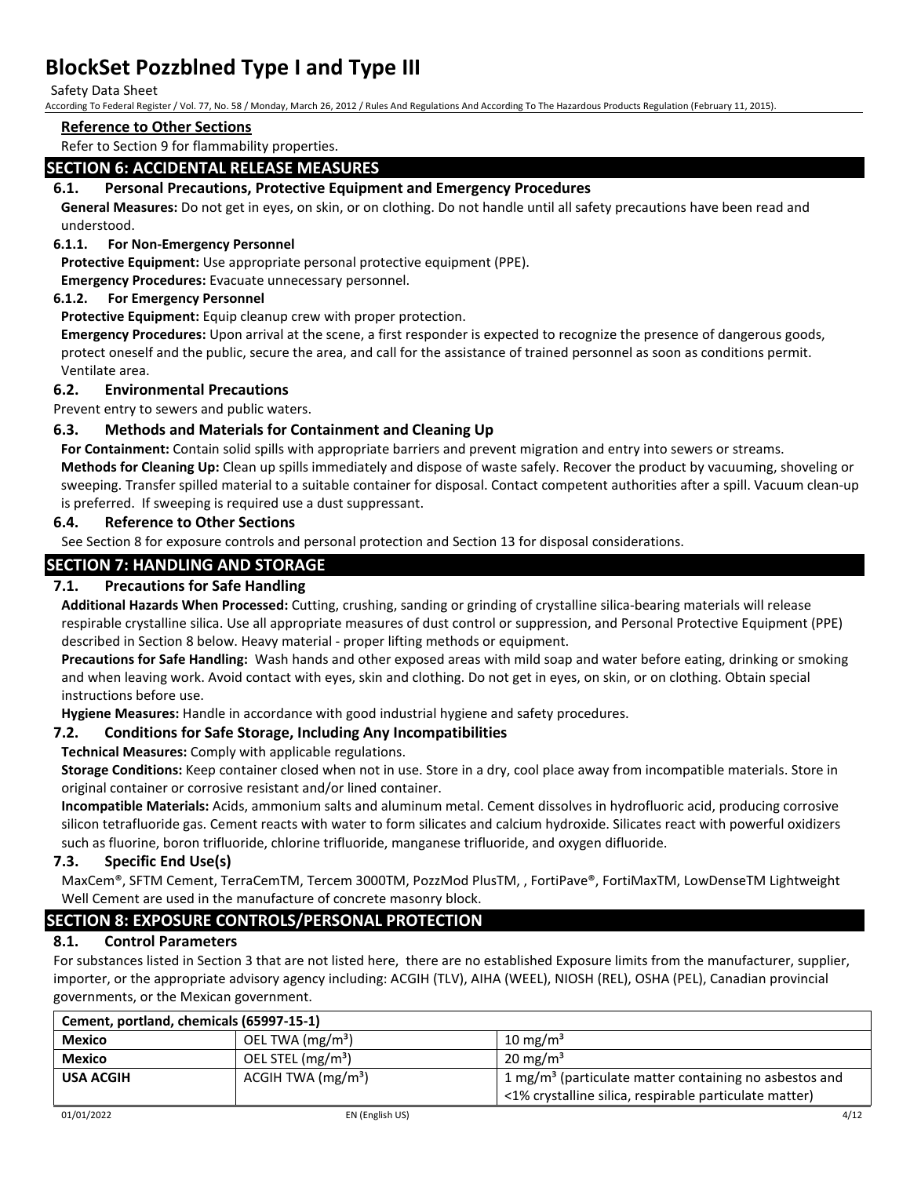#### Reference to Other Sections

Refer to Section 9 for flammability properties.

## SECTION 6: ACCIDENTAL RELEASE MEASURES

### 6.1. Personal Precautions, Protective Equipment and Emergency Procedures

**General Measures:** Do not get in eyes, on skin, or on clothing. Do not handle until all safety precautions have been read and understood.

#### 6.1.1. For Non-Emergency Personnel

**Protective Equipment:** Use appropriate personal protective equipment (PPE).

**Emergency Procedures:** Evacuate unnecessary personnel.

#### 6.1.2. For Emergency Personnel

**Protective Equipment:** Equip cleanup crew with proper protection.

**Emergency Procedures:** Upon arrival at the scene, a first responder is expected to recognize the presence of dangerous goods, protect oneself and the public, secure the area, and call for the assistance of trained personnel as soon as conditions permit. Ventilate area.

### 6.2. Environmental Precautions

Prevent entry to sewers and public waters.

### 6.3. Methods and Materials for Containment and Cleaning Up

**For Containment:** Contain solid spills with appropriate barriers and prevent migration and entry into sewers or streams.

**Methods for Cleaning Up:** Clean up spills immediately and dispose of waste safely. Recover the product by vacuuming, shoveling or sweeping. Transfer spilled material to a suitable container for disposal. Contact competent authorities after a spill. Vacuum clean-up is preferred. If sweeping is required use a dust suppressant.

### 6.4. Reference to Other Sections

See Section 8 for exposure controls and personal protection and Section 13 for disposal considerations.

## SECTION 7: HANDLING AND STORAGE

### 7.1. Precautions for Safe Handling

**Additional Hazards When Processed:** Cutting, crushing, sanding or grinding of crystalline silica-bearing materials will release respirable crystalline silica. Use all appropriate measures of dust control or suppression, and Personal Protective Equipment (PPE) described in Section 8 below. Heavy material - proper lifting methods or equipment.

**Precautions for Safe Handling:** Wash hands and other exposed areas with mild soap and water before eating, drinking or smoking and when leaving work. Avoid contact with eyes, skin and clothing. Do not get in eyes, on skin, or on clothing. Obtain special instructions before use.

**Hygiene Measures:** Handle in accordance with good industrial hygiene and safety procedures.

### 7.2. Conditions for Safe Storage, Including Any Incompatibilities

**Technical Measures:** Comply with applicable regulations.

**Storage Conditions:** Keep container closed when not in use. Store in a dry, cool place away from incompatible materials. Store in original container or corrosive resistant and/or lined container.

**Incompatible Materials:** Acids, ammonium salts and aluminum metal. Cement dissolves in hydrofluoric acid, producing corrosive silicon tetrafluoride gas. Cement reacts with water to form silicates and calcium hydroxide. Silicates react with powerful oxidizers such as fluorine, boron trifluoride, chlorine trifluoride, manganese trifluoride, and oxygen difluoride.

### 7.3. Specific End Use(s)

MaxCem®, SFTM Cement, TerraCemTM, Tercem 3000TM, PozzMod PlusTM, , FortiPave®, FortiMaxTM, LowDenseTM Lightweight Well Cement are used in the manufacture of concrete masonry block.

## SECTION 8: EXPOSURE CONTROLS/PERSONAL PROTECTION

### 8.1. Control Parameters

For substances listed in Section 3 that are not listed here, there are no established Exposure limits from the manufacturer, supplier, importer, or the appropriate advisory agency including: ACGIH (TLV), AIHA (WEEL), NIOSH (REL), OSHA (PEL), Canadian provincial governments, or the Mexican government.

| Cement, portland, chemicals (65997-15-1) | | |
|---|---|---|
| **Mexico** | OEL TWA (mg/m³) | 10 mg/m³ |
| **Mexico** | OEL STEL (mg/m³) | 20 mg/m³ |
| **USA ACGIH** | ACGIH TWA (mg/m³) | 1 mg/m³ (particulate matter containing no asbestos and <1% crystalline silica, respirable particulate matter) |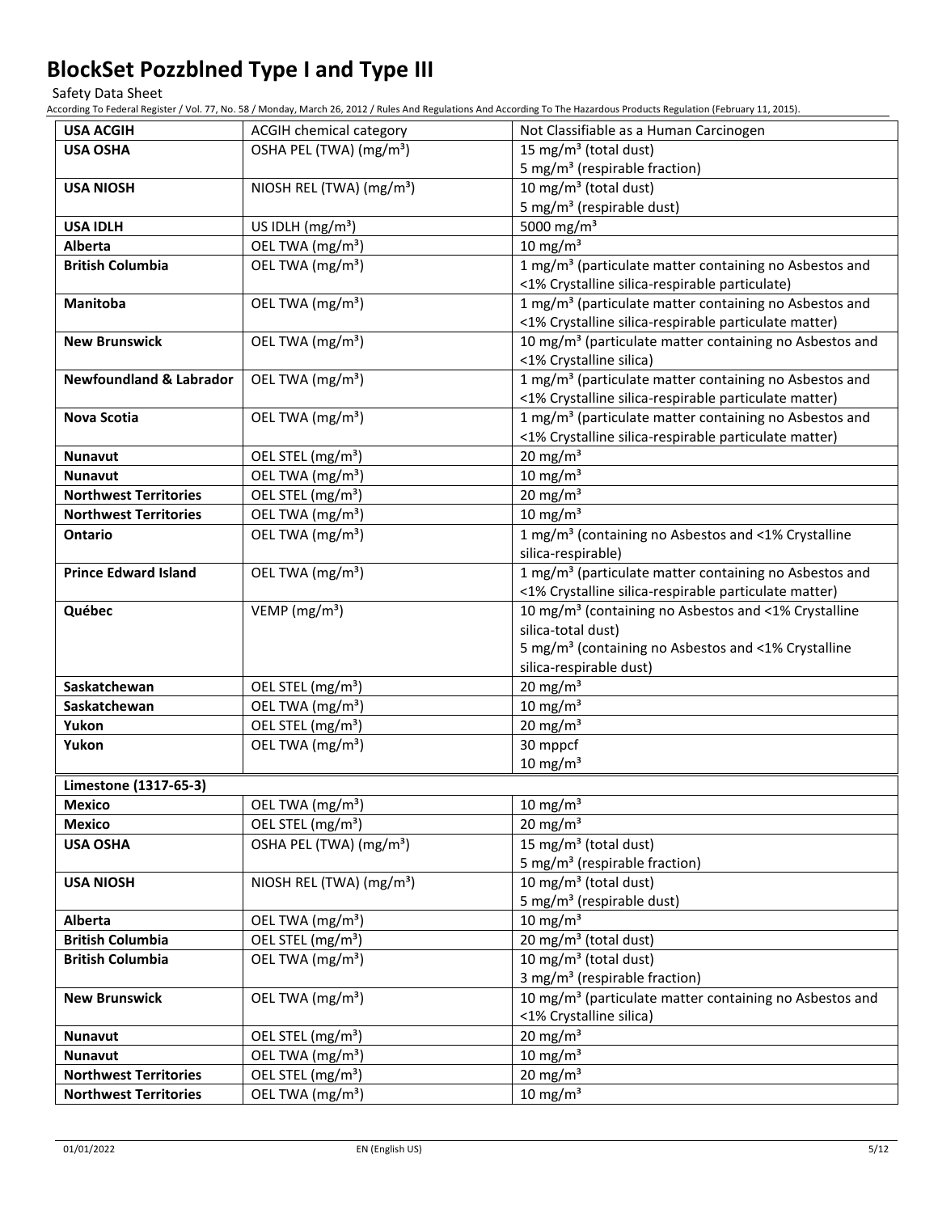| | | |
|---|---|---|
| **USA ACGIH** | ACGIH chemical category | Not Classifiable as a Human Carcinogen |
| **USA OSHA** | OSHA PEL (TWA) (mg/m³) | 15 mg/m³ (total dust)<br>5 mg/m³ (respirable fraction) |
| **USA NIOSH** | NIOSH REL (TWA) (mg/m³) | 10 mg/m³ (total dust)<br>5 mg/m³ (respirable dust) |
| **USA IDLH** | US IDLH (mg/m³) | 5000 mg/m³ |
| **Alberta** | OEL TWA (mg/m³) | 10 mg/m³ |
| **British Columbia** | OEL TWA (mg/m³) | 1 mg/m³ (particulate matter containing no Asbestos and <1% Crystalline silica-respirable particulate) |
| **Manitoba** | OEL TWA (mg/m³) | 1 mg/m³ (particulate matter containing no Asbestos and <1% Crystalline silica-respirable particulate matter) |
| **New Brunswick** | OEL TWA (mg/m³) | 10 mg/m³ (particulate matter containing no Asbestos and <1% Crystalline silica) |
| **Newfoundland & Labrador** | OEL TWA (mg/m³) | 1 mg/m³ (particulate matter containing no Asbestos and <1% Crystalline silica-respirable particulate matter) |
| **Nova Scotia** | OEL TWA (mg/m³) | 1 mg/m³ (particulate matter containing no Asbestos and <1% Crystalline silica-respirable particulate matter) |
| **Nunavut** | OEL STEL (mg/m³) | 20 mg/m³ |
| **Nunavut** | OEL TWA (mg/m³) | 10 mg/m³ |
| **Northwest Territories** | OEL STEL (mg/m³) | 20 mg/m³ |
| **Northwest Territories** | OEL TWA (mg/m³) | 10 mg/m³ |
| **Ontario** | OEL TWA (mg/m³) | 1 mg/m³ (containing no Asbestos and <1% Crystalline silica-respirable) |
| **Prince Edward Island** | OEL TWA (mg/m³) | 1 mg/m³ (particulate matter containing no Asbestos and <1% Crystalline silica-respirable particulate matter) |
| **Québec** | VEMP (mg/m³) | 10 mg/m³ (containing no Asbestos and <1% Crystalline silica-total dust)<br>5 mg/m³ (containing no Asbestos and <1% Crystalline silica-respirable dust) |
| **Saskatchewan** | OEL STEL (mg/m³) | 20 mg/m³ |
| **Saskatchewan** | OEL TWA (mg/m³) | 10 mg/m³ |
| **Yukon** | OEL STEL (mg/m³) | 20 mg/m³ |
| **Yukon** | OEL TWA (mg/m³) | 30 mppcf<br>10 mg/m³ |
| **Limestone (1317-65-3)** | | |
| **Mexico** | OEL TWA (mg/m³) | 10 mg/m³ |
| **Mexico** | OEL STEL (mg/m³) | 20 mg/m³ |
| **USA OSHA** | OSHA PEL (TWA) (mg/m³) | 15 mg/m³ (total dust)<br>5 mg/m³ (respirable fraction) |
| **USA NIOSH** | NIOSH REL (TWA) (mg/m³) | 10 mg/m³ (total dust)<br>5 mg/m³ (respirable dust) |
| **Alberta** | OEL TWA (mg/m³) | 10 mg/m³ |
| **British Columbia** | OEL STEL (mg/m³) | 20 mg/m³ (total dust) |
| **British Columbia** | OEL TWA (mg/m³) | 10 mg/m³ (total dust)<br>3 mg/m³ (respirable fraction) |
| **New Brunswick** | OEL TWA (mg/m³) | 10 mg/m³ (particulate matter containing no Asbestos and <1% Crystalline silica) |
| **Nunavut** | OEL STEL (mg/m³) | 20 mg/m³ |
| **Nunavut** | OEL TWA (mg/m³) | 10 mg/m³ |
| **Northwest Territories** | OEL STEL (mg/m³) | 20 mg/m³ |
| **Northwest Territories** | OEL TWA (mg/m³) | 10 mg/m³ |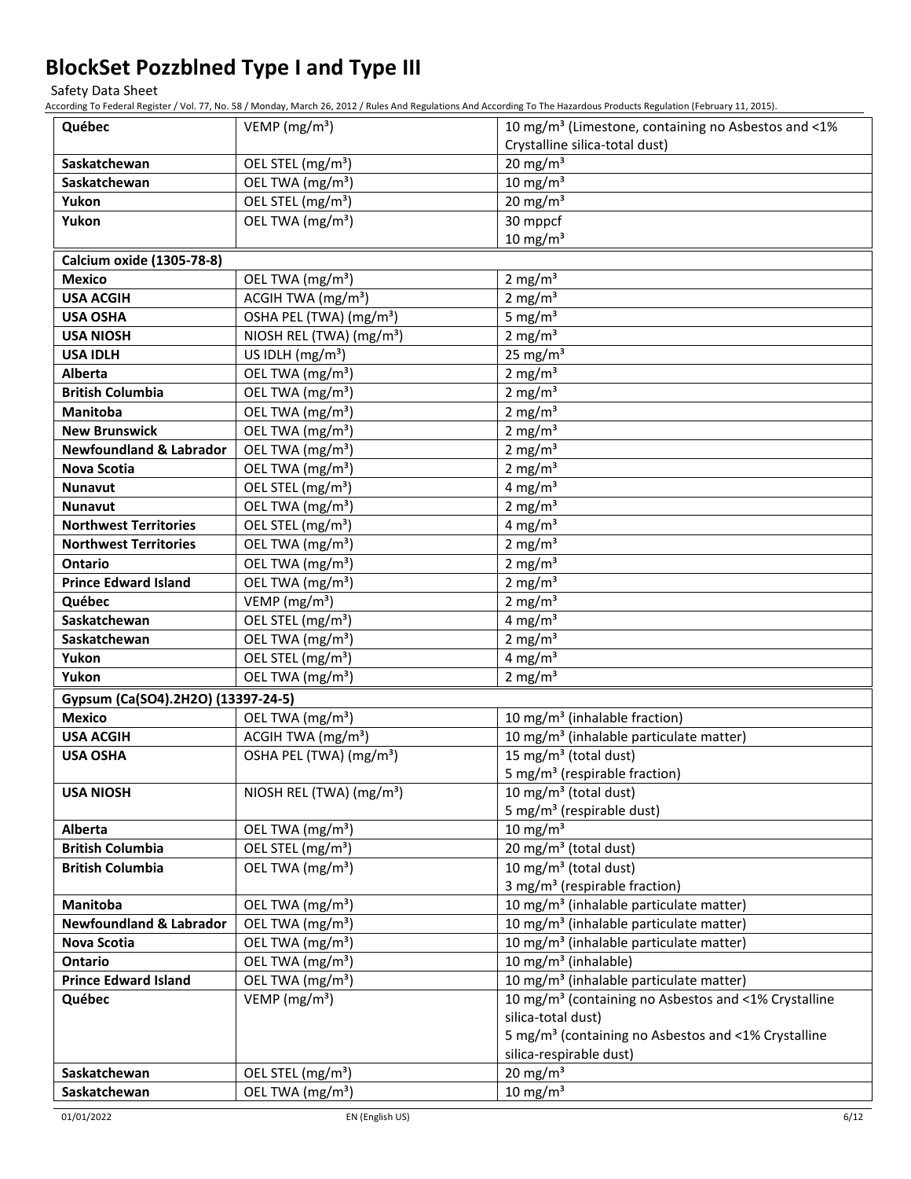| | | |
|---|---|---|
| **Québec** | VEMP (mg/m³) | 10 mg/m³ (Limestone, containing no Asbestos and <1% Crystalline silica-total dust) |
| **Saskatchewan** | OEL STEL (mg/m³) | 20 mg/m³ |
| **Saskatchewan** | OEL TWA (mg/m³) | 10 mg/m³ |
| **Yukon** | OEL STEL (mg/m³) | 20 mg/m³ |
| **Yukon** | OEL TWA (mg/m³) | 30 mppcf<br>10 mg/m³ |
| **Calcium oxide (1305-78-8)** | | |
| **Mexico** | OEL TWA (mg/m³) | 2 mg/m³ |
| **USA ACGIH** | ACGIH TWA (mg/m³) | 2 mg/m³ |
| **USA OSHA** | OSHA PEL (TWA) (mg/m³) | 5 mg/m³ |
| **USA NIOSH** | NIOSH REL (TWA) (mg/m³) | 2 mg/m³ |
| **USA IDLH** | US IDLH (mg/m³) | 25 mg/m³ |
| **Alberta** | OEL TWA (mg/m³) | 2 mg/m³ |
| **British Columbia** | OEL TWA (mg/m³) | 2 mg/m³ |
| **Manitoba** | OEL TWA (mg/m³) | 2 mg/m³ |
| **New Brunswick** | OEL TWA (mg/m³) | 2 mg/m³ |
| **Newfoundland & Labrador** | OEL TWA (mg/m³) | 2 mg/m³ |
| **Nova Scotia** | OEL TWA (mg/m³) | 2 mg/m³ |
| **Nunavut** | OEL STEL (mg/m³) | 4 mg/m³ |
| **Nunavut** | OEL TWA (mg/m³) | 2 mg/m³ |
| **Northwest Territories** | OEL STEL (mg/m³) | 4 mg/m³ |
| **Northwest Territories** | OEL TWA (mg/m³) | 2 mg/m³ |
| **Ontario** | OEL TWA (mg/m³) | 2 mg/m³ |
| **Prince Edward Island** | OEL TWA (mg/m³) | 2 mg/m³ |
| **Québec** | VEMP (mg/m³) | 2 mg/m³ |
| **Saskatchewan** | OEL STEL (mg/m³) | 4 mg/m³ |
| **Saskatchewan** | OEL TWA (mg/m³) | 2 mg/m³ |
| **Yukon** | OEL STEL (mg/m³) | 4 mg/m³ |
| **Yukon** | OEL TWA (mg/m³) | 2 mg/m³ |
| **Gypsum (Ca(SO4).2H2O) (13397-24-5)** | | |
| **Mexico** | OEL TWA (mg/m³) | 10 mg/m³ (inhalable fraction) |
| **USA ACGIH** | ACGIH TWA (mg/m³) | 10 mg/m³ (inhalable particulate matter) |
| **USA OSHA** | OSHA PEL (TWA) (mg/m³) | 15 mg/m³ (total dust)<br>5 mg/m³ (respirable fraction) |
| **USA NIOSH** | NIOSH REL (TWA) (mg/m³) | 10 mg/m³ (total dust)<br>5 mg/m³ (respirable dust) |
| **Alberta** | OEL TWA (mg/m³) | 10 mg/m³ |
| **British Columbia** | OEL STEL (mg/m³) | 20 mg/m³ (total dust) |
| **British Columbia** | OEL TWA (mg/m³) | 10 mg/m³ (total dust)<br>3 mg/m³ (respirable fraction) |
| **Manitoba** | OEL TWA (mg/m³) | 10 mg/m³ (inhalable particulate matter) |
| **Newfoundland & Labrador** | OEL TWA (mg/m³) | 10 mg/m³ (inhalable particulate matter) |
| **Nova Scotia** | OEL TWA (mg/m³) | 10 mg/m³ (inhalable particulate matter) |
| **Ontario** | OEL TWA (mg/m³) | 10 mg/m³ (inhalable) |
| **Prince Edward Island** | OEL TWA (mg/m³) | 10 mg/m³ (inhalable particulate matter) |
| **Québec** | VEMP (mg/m³) | 10 mg/m³ (containing no Asbestos and <1% Crystalline silica-total dust)<br>5 mg/m³ (containing no Asbestos and <1% Crystalline silica-respirable dust) |
| **Saskatchewan** | OEL STEL (mg/m³) | 20 mg/m³ |
| **Saskatchewan** | OEL TWA (mg/m³) | 10 mg/m³ |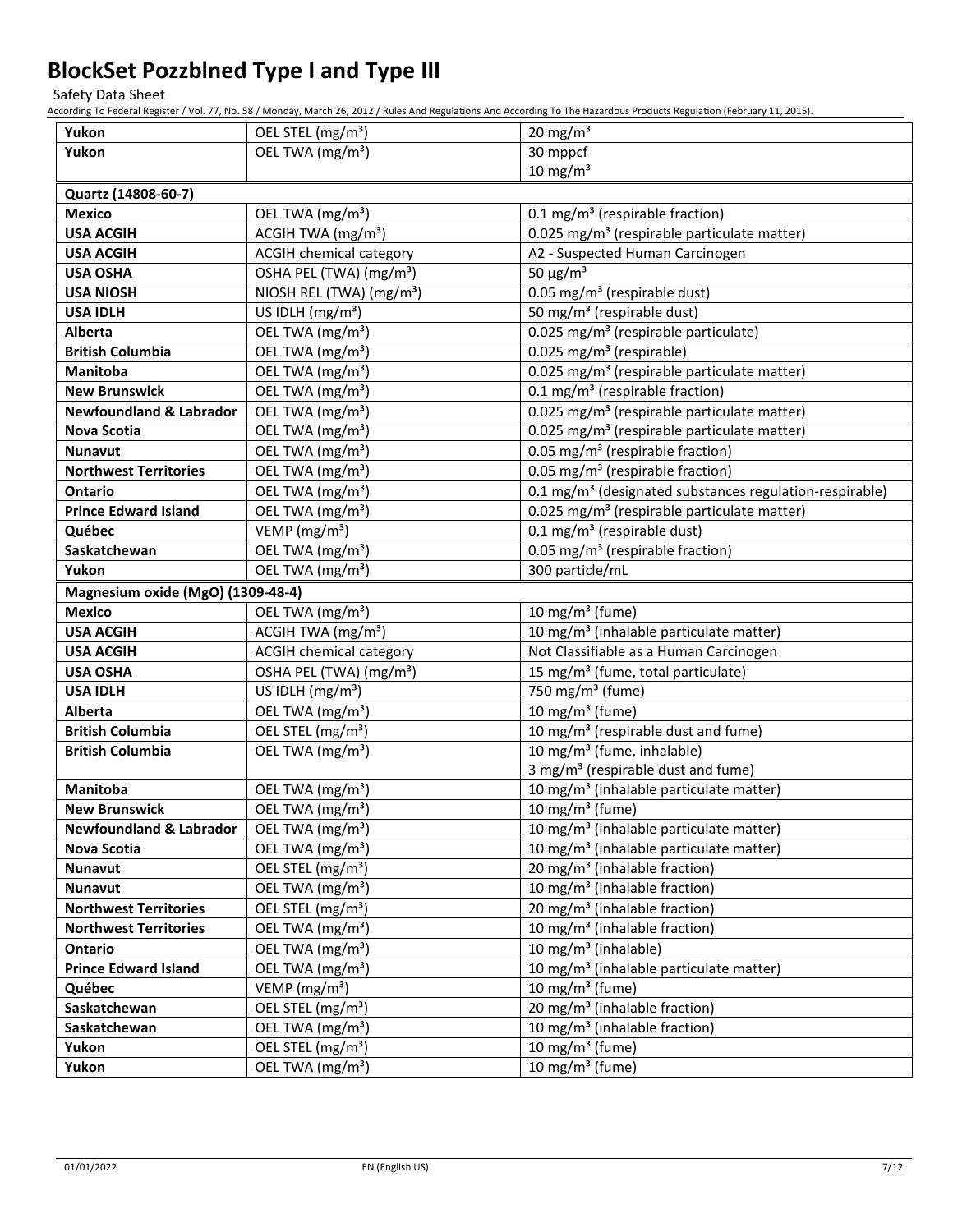| | | |
|---|---|---|
| **Yukon** | OEL STEL (mg/m³) | 20 mg/m³ |
| **Yukon** | OEL TWA (mg/m³) | 30 mppcf<br>10 mg/m³ |
| **Quartz (14808-60-7)** | | |
| **Mexico** | OEL TWA (mg/m³) | 0.1 mg/m³ (respirable fraction) |
| **USA ACGIH** | ACGIH TWA (mg/m³) | 0.025 mg/m³ (respirable particulate matter) |
| **USA ACGIH** | ACGIH chemical category | A2 - Suspected Human Carcinogen |
| **USA OSHA** | OSHA PEL (TWA) (mg/m³) | 50 µg/m³ |
| **USA NIOSH** | NIOSH REL (TWA) (mg/m³) | 0.05 mg/m³ (respirable dust) |
| **USA IDLH** | US IDLH (mg/m³) | 50 mg/m³ (respirable dust) |
| **Alberta** | OEL TWA (mg/m³) | 0.025 mg/m³ (respirable particulate) |
| **British Columbia** | OEL TWA (mg/m³) | 0.025 mg/m³ (respirable) |
| **Manitoba** | OEL TWA (mg/m³) | 0.025 mg/m³ (respirable particulate matter) |
| **New Brunswick** | OEL TWA (mg/m³) | 0.1 mg/m³ (respirable fraction) |
| **Newfoundland & Labrador** | OEL TWA (mg/m³) | 0.025 mg/m³ (respirable particulate matter) |
| **Nova Scotia** | OEL TWA (mg/m³) | 0.025 mg/m³ (respirable particulate matter) |
| **Nunavut** | OEL TWA (mg/m³) | 0.05 mg/m³ (respirable fraction) |
| **Northwest Territories** | OEL TWA (mg/m³) | 0.05 mg/m³ (respirable fraction) |
| **Ontario** | OEL TWA (mg/m³) | 0.1 mg/m³ (designated substances regulation-respirable) |
| **Prince Edward Island** | OEL TWA (mg/m³) | 0.025 mg/m³ (respirable particulate matter) |
| **Québec** | VEMP (mg/m³) | 0.1 mg/m³ (respirable dust) |
| **Saskatchewan** | OEL TWA (mg/m³) | 0.05 mg/m³ (respirable fraction) |
| **Yukon** | OEL TWA (mg/m³) | 300 particle/mL |
| **Magnesium oxide (MgO) (1309-48-4)** | | |
| **Mexico** | OEL TWA (mg/m³) | 10 mg/m³ (fume) |
| **USA ACGIH** | ACGIH TWA (mg/m³) | 10 mg/m³ (inhalable particulate matter) |
| **USA ACGIH** | ACGIH chemical category | Not Classifiable as a Human Carcinogen |
| **USA OSHA** | OSHA PEL (TWA) (mg/m³) | 15 mg/m³ (fume, total particulate) |
| **USA IDLH** | US IDLH (mg/m³) | 750 mg/m³ (fume) |
| **Alberta** | OEL TWA (mg/m³) | 10 mg/m³ (fume) |
| **British Columbia** | OEL STEL (mg/m³) | 10 mg/m³ (respirable dust and fume) |
| **British Columbia** | OEL TWA (mg/m³) | 10 mg/m³ (fume, inhalable)<br>3 mg/m³ (respirable dust and fume) |
| **Manitoba** | OEL TWA (mg/m³) | 10 mg/m³ (inhalable particulate matter) |
| **New Brunswick** | OEL TWA (mg/m³) | 10 mg/m³ (fume) |
| **Newfoundland & Labrador** | OEL TWA (mg/m³) | 10 mg/m³ (inhalable particulate matter) |
| **Nova Scotia** | OEL TWA (mg/m³) | 10 mg/m³ (inhalable particulate matter) |
| **Nunavut** | OEL STEL (mg/m³) | 20 mg/m³ (inhalable fraction) |
| **Nunavut** | OEL TWA (mg/m³) | 10 mg/m³ (inhalable fraction) |
| **Northwest Territories** | OEL STEL (mg/m³) | 20 mg/m³ (inhalable fraction) |
| **Northwest Territories** | OEL TWA (mg/m³) | 10 mg/m³ (inhalable fraction) |
| **Ontario** | OEL TWA (mg/m³) | 10 mg/m³ (inhalable) |
| **Prince Edward Island** | OEL TWA (mg/m³) | 10 mg/m³ (inhalable particulate matter) |
| **Québec** | VEMP (mg/m³) | 10 mg/m³ (fume) |
| **Saskatchewan** | OEL STEL (mg/m³) | 20 mg/m³ (inhalable fraction) |
| **Saskatchewan** | OEL TWA (mg/m³) | 10 mg/m³ (inhalable fraction) |
| **Yukon** | OEL STEL (mg/m³) | 10 mg/m³ (fume) |
| **Yukon** | OEL TWA (mg/m³) | 10 mg/m³ (fume) |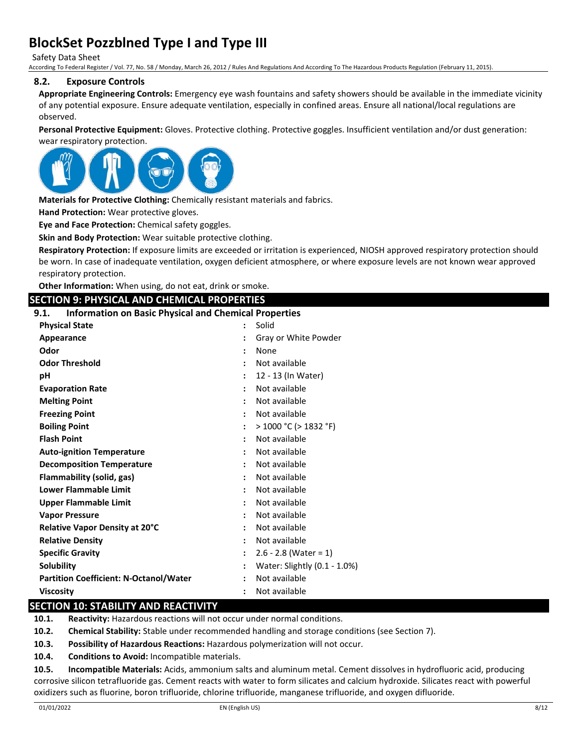### 8.2. Exposure Controls

**Appropriate Engineering Controls:** Emergency eye wash fountains and safety showers should be available in the immediate vicinity of any potential exposure. Ensure adequate ventilation, especially in confined areas. Ensure all national/local regulations are observed.

**Personal Protective Equipment:** Gloves. Protective clothing. Protective goggles. Insufficient ventilation and/or dust generation: wear respiratory protection.

**Materials for Protective Clothing:** Chemically resistant materials and fabrics.

**Hand Protection:** Wear protective gloves.

**Eye and Face Protection:** Chemical safety goggles.

**Skin and Body Protection:** Wear suitable protective clothing.

**Respiratory Protection:** If exposure limits are exceeded or irritation is experienced, NIOSH approved respiratory protection should be worn. In case of inadequate ventilation, oxygen deficient atmosphere, or where exposure levels are not known wear approved respiratory protection.

**Other Information:** When using, do not eat, drink or smoke.

## SECTION 9: PHYSICAL AND CHEMICAL PROPERTIES

### 9.1. Information on Basic Physical and Chemical Properties

| Property | Value |
|---|---|
| **Physical State** | Solid |
| **Appearance** | Gray or White Powder |
| **Odor** | None |
| **Odor Threshold** | Not available |
| **pH** | 12 - 13 (In Water) |
| **Evaporation Rate** | Not available |
| **Melting Point** | Not available |
| **Freezing Point** | Not available |
| **Boiling Point** | > 1000 °C (> 1832 °F) |
| **Flash Point** | Not available |
| **Auto-ignition Temperature** | Not available |
| **Decomposition Temperature** | Not available |
| **Flammability (solid, gas)** | Not available |
| **Lower Flammable Limit** | Not available |
| **Upper Flammable Limit** | Not available |
| **Vapor Pressure** | Not available |
| **Relative Vapor Density at 20°C** | Not available |
| **Relative Density** | Not available |
| **Specific Gravity** | 2.6 - 2.8 (Water = 1) |
| **Solubility** | Water: Slightly (0.1 - 1.0%) |
| **Partition Coefficient: N-Octanol/Water** | Not available |
| **Viscosity** | Not available |

## SECTION 10: STABILITY AND REACTIVITY

**10.1. Reactivity:** Hazardous reactions will not occur under normal conditions.

**10.2. Chemical Stability:** Stable under recommended handling and storage conditions (see Section 7).

**10.3. Possibility of Hazardous Reactions:** Hazardous polymerization will not occur.

**10.4. Conditions to Avoid:** Incompatible materials.

**10.5. Incompatible Materials:** Acids, ammonium salts and aluminum metal. Cement dissolves in hydrofluoric acid, producing corrosive silicon tetrafluoride gas. Cement reacts with water to form silicates and calcium hydroxide. Silicates react with powerful oxidizers such as fluorine, boron trifluoride, chlorine trifluoride, manganese trifluoride, and oxygen difluoride.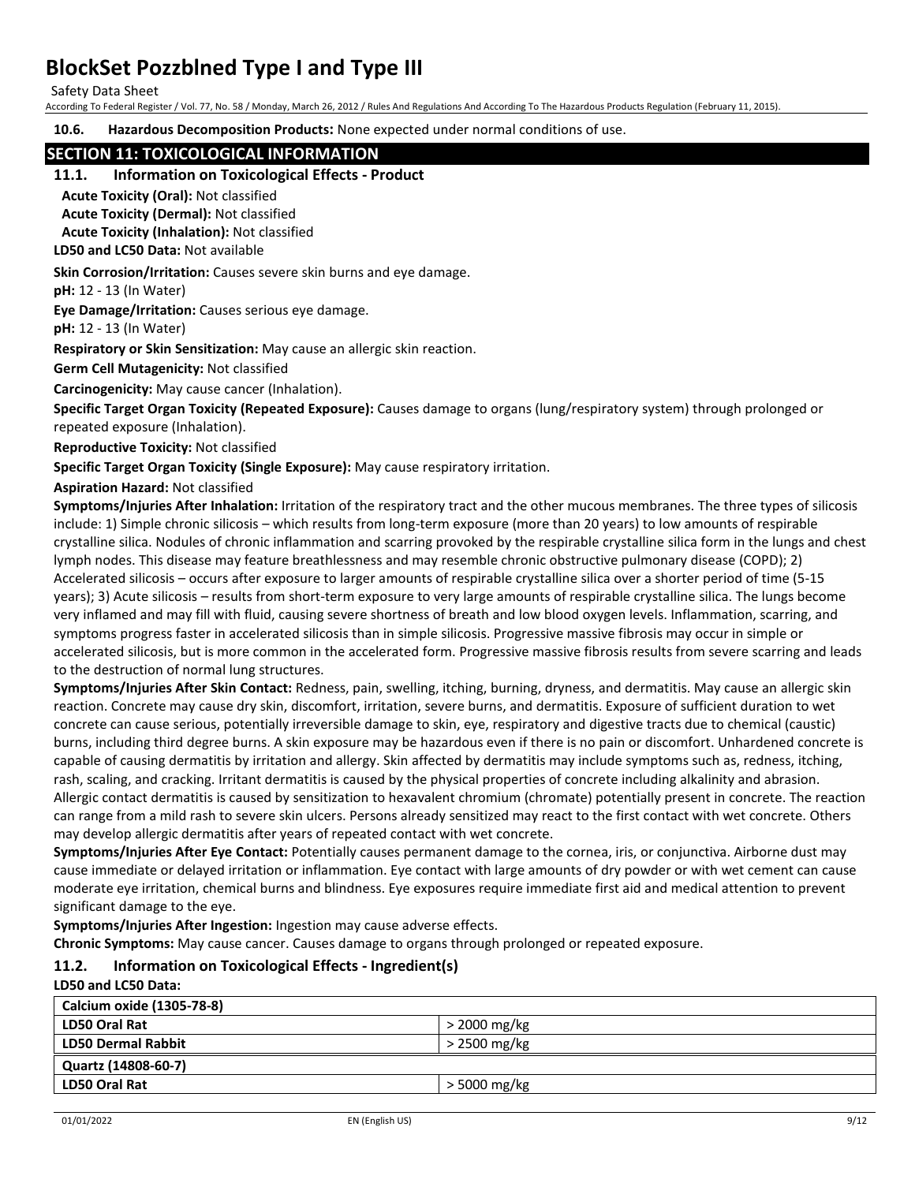**10.6. Hazardous Decomposition Products:** None expected under normal conditions of use.

## SECTION 11: TOXICOLOGICAL INFORMATION

### 11.1. Information on Toxicological Effects - Product

**Acute Toxicity (Oral):** Not classified

**Acute Toxicity (Dermal):** Not classified

**Acute Toxicity (Inhalation):** Not classified

**LD50 and LC50 Data:** Not available

**Skin Corrosion/Irritation:** Causes severe skin burns and eye damage.

**pH:** 12 - 13 (In Water)

**Eye Damage/Irritation:** Causes serious eye damage.

**pH:** 12 - 13 (In Water)

**Respiratory or Skin Sensitization:** May cause an allergic skin reaction.

**Germ Cell Mutagenicity:** Not classified

**Carcinogenicity:** May cause cancer (Inhalation).

**Specific Target Organ Toxicity (Repeated Exposure):** Causes damage to organs (lung/respiratory system) through prolonged or repeated exposure (Inhalation).

**Reproductive Toxicity:** Not classified

**Specific Target Organ Toxicity (Single Exposure):** May cause respiratory irritation.

**Aspiration Hazard:** Not classified

**Symptoms/Injuries After Inhalation:** Irritation of the respiratory tract and the other mucous membranes. The three types of silicosis include: 1) Simple chronic silicosis – which results from long-term exposure (more than 20 years) to low amounts of respirable crystalline silica. Nodules of chronic inflammation and scarring provoked by the respirable crystalline silica form in the lungs and chest lymph nodes. This disease may feature breathlessness and may resemble chronic obstructive pulmonary disease (COPD); 2) Accelerated silicosis – occurs after exposure to larger amounts of respirable crystalline silica over a shorter period of time (5-15 years); 3) Acute silicosis – results from short-term exposure to very large amounts of respirable crystalline silica. The lungs become very inflamed and may fill with fluid, causing severe shortness of breath and low blood oxygen levels. Inflammation, scarring, and symptoms progress faster in accelerated silicosis than in simple silicosis. Progressive massive fibrosis may occur in simple or accelerated silicosis, but is more common in the accelerated form. Progressive massive fibrosis results from severe scarring and leads to the destruction of normal lung structures.

**Symptoms/Injuries After Skin Contact:** Redness, pain, swelling, itching, burning, dryness, and dermatitis. May cause an allergic skin reaction. Concrete may cause dry skin, discomfort, irritation, severe burns, and dermatitis. Exposure of sufficient duration to wet concrete can cause serious, potentially irreversible damage to skin, eye, respiratory and digestive tracts due to chemical (caustic) burns, including third degree burns. A skin exposure may be hazardous even if there is no pain or discomfort. Unhardened concrete is capable of causing dermatitis by irritation and allergy. Skin affected by dermatitis may include symptoms such as, redness, itching, rash, scaling, and cracking. Irritant dermatitis is caused by the physical properties of concrete including alkalinity and abrasion. Allergic contact dermatitis is caused by sensitization to hexavalent chromium (chromate) potentially present in concrete. The reaction can range from a mild rash to severe skin ulcers. Persons already sensitized may react to the first contact with wet concrete. Others may develop allergic dermatitis after years of repeated contact with wet concrete.

**Symptoms/Injuries After Eye Contact:** Potentially causes permanent damage to the cornea, iris, or conjunctiva. Airborne dust may cause immediate or delayed irritation or inflammation. Eye contact with large amounts of dry powder or with wet cement can cause moderate eye irritation, chemical burns and blindness. Eye exposures require immediate first aid and medical attention to prevent significant damage to the eye.

**Symptoms/Injuries After Ingestion:** Ingestion may cause adverse effects.

**Chronic Symptoms:** May cause cancer. Causes damage to organs through prolonged or repeated exposure.

### 11.2. Information on Toxicological Effects - Ingredient(s)

**LD50 and LC50 Data:**

| Calcium oxide (1305-78-8) | |
|---|---|
| **LD50 Oral Rat** | > 2000 mg/kg |
| **LD50 Dermal Rabbit** | > 2500 mg/kg |
| **Quartz (14808-60-7)** | |
| **LD50 Oral Rat** | > 5000 mg/kg |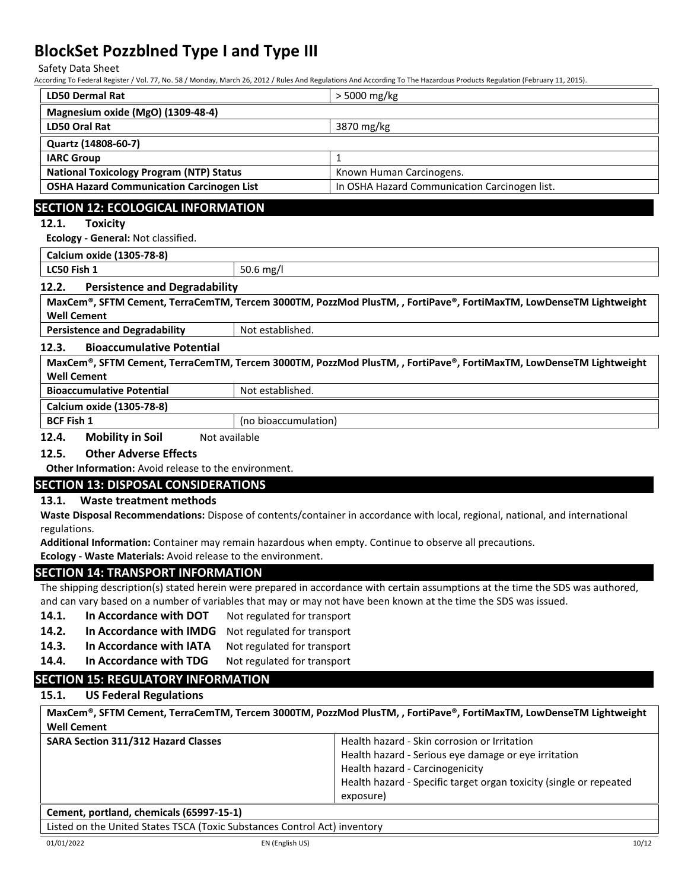| LD50 Dermal Rat | > 5000 mg/kg |
|---|---|
| **Magnesium oxide (MgO) (1309-48-4)** | |
| LD50 Oral Rat | 3870 mg/kg |
| **Quartz (14808-60-7)** | |
| IARC Group | 1 |
| National Toxicology Program (NTP) Status | Known Human Carcinogens. |
| OSHA Hazard Communication Carcinogen List | In OSHA Hazard Communication Carcinogen list. |

## SECTION 12: ECOLOGICAL INFORMATION

### 12.1. Toxicity

**Ecology - General:** Not classified.

| Calcium oxide (1305-78-8) | |
|---|---|
| LC50 Fish 1 | 50.6 mg/l |

### 12.2. Persistence and Degradability

| MaxCem®, SFTM Cement, TerraCemTM, Tercem 3000TM, PozzMod PlusTM, , FortiPave®, FortiMaxTM, LowDenseTM Lightweight Well Cement | |
|---|---|
| Persistence and Degradability | Not established. |

### 12.3. Bioaccumulative Potential

| MaxCem®, SFTM Cement, TerraCemTM, Tercem 3000TM, PozzMod PlusTM, , FortiPave®, FortiMaxTM, LowDenseTM Lightweight Well Cement | |
|---|---|
| Bioaccumulative Potential | Not established. |
| **Calcium oxide (1305-78-8)** | |
| BCF Fish 1 | (no bioaccumulation) |

### 12.4. Mobility in Soil

Not available

### 12.5. Other Adverse Effects

**Other Information:** Avoid release to the environment.

## SECTION 13: DISPOSAL CONSIDERATIONS

### 13.1. Waste treatment methods

**Waste Disposal Recommendations:** Dispose of contents/container in accordance with local, regional, national, and international regulations.

**Additional Information:** Container may remain hazardous when empty. Continue to observe all precautions.

**Ecology - Waste Materials:** Avoid release to the environment.

## SECTION 14: TRANSPORT INFORMATION

The shipping description(s) stated herein were prepared in accordance with certain assumptions at the time the SDS was authored, and can vary based on a number of variables that may or may not have been known at the time the SDS was issued.

**14.1. In Accordance with DOT** Not regulated for transport

**14.2. In Accordance with IMDG** Not regulated for transport

**14.3. In Accordance with IATA** Not regulated for transport

**14.4. In Accordance with TDG** Not regulated for transport

## SECTION 15: REGULATORY INFORMATION

### 15.1. US Federal Regulations

| MaxCem®, SFTM Cement, TerraCemTM, Tercem 3000TM, PozzMod PlusTM, , FortiPave®, FortiMaxTM, LowDenseTM Lightweight Well Cement | |
|---|---|
| SARA Section 311/312 Hazard Classes | Health hazard - Skin corrosion or Irritation<br>Health hazard - Serious eye damage or eye irritation<br>Health hazard - Carcinogenicity<br>Health hazard - Specific target organ toxicity (single or repeated exposure) |

| Cement, portland, chemicals (65997-15-1) |
|---|
| Listed on the United States TSCA (Toxic Substances Control Act) inventory |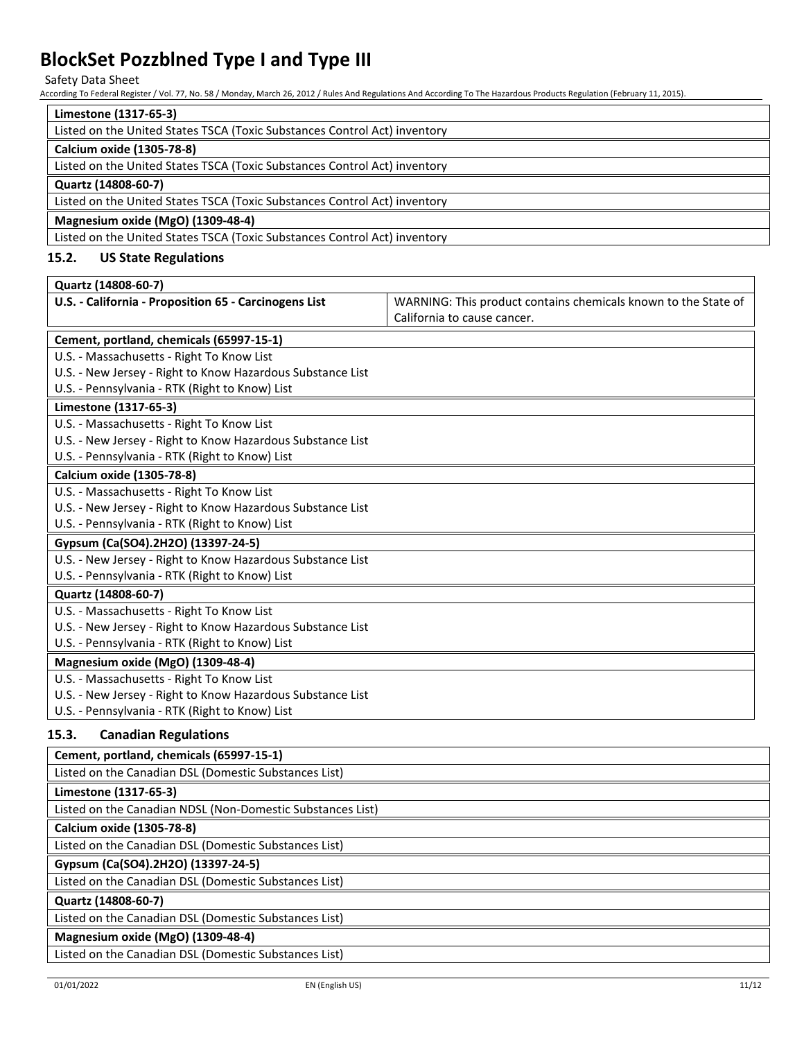| Limestone (1317-65-3) |
|---|
| Listed on the United States TSCA (Toxic Substances Control Act) inventory |

| Calcium oxide (1305-78-8) |
|---|
| Listed on the United States TSCA (Toxic Substances Control Act) inventory |

| Quartz (14808-60-7) |
|---|
| Listed on the United States TSCA (Toxic Substances Control Act) inventory |

| Magnesium oxide (MgO) (1309-48-4) |
|---|
| Listed on the United States TSCA (Toxic Substances Control Act) inventory |

### 15.2. US State Regulations

| Quartz (14808-60-7) | |
|---|---|
| **U.S. - California - Proposition 65 - Carcinogens List** | WARNING: This product contains chemicals known to the State of California to cause cancer. |

| Cement, portland, chemicals (65997-15-1) |
|---|
| U.S. - Massachusetts - Right To Know List |
| U.S. - New Jersey - Right to Know Hazardous Substance List |
| U.S. - Pennsylvania - RTK (Right to Know) List |

| Limestone (1317-65-3) |
|---|
| U.S. - Massachusetts - Right To Know List |
| U.S. - New Jersey - Right to Know Hazardous Substance List |
| U.S. - Pennsylvania - RTK (Right to Know) List |

| Calcium oxide (1305-78-8) |
|---|
| U.S. - Massachusetts - Right To Know List |
| U.S. - New Jersey - Right to Know Hazardous Substance List |
| U.S. - Pennsylvania - RTK (Right to Know) List |

| Gypsum (Ca(SO4).2H2O) (13397-24-5) |
|---|
| U.S. - New Jersey - Right to Know Hazardous Substance List |
| U.S. - Pennsylvania - RTK (Right to Know) List |

| Quartz (14808-60-7) |
|---|
| U.S. - Massachusetts - Right To Know List |
| U.S. - New Jersey - Right to Know Hazardous Substance List |
| U.S. - Pennsylvania - RTK (Right to Know) List |

| Magnesium oxide (MgO) (1309-48-4) |
|---|
| U.S. - Massachusetts - Right To Know List |
| U.S. - New Jersey - Right to Know Hazardous Substance List |
| U.S. - Pennsylvania - RTK (Right to Know) List |

### 15.3. Canadian Regulations

| Cement, portland, chemicals (65997-15-1) |
|---|
| Listed on the Canadian DSL (Domestic Substances List) |

| Limestone (1317-65-3) |
|---|
| Listed on the Canadian NDSL (Non-Domestic Substances List) |

| Calcium oxide (1305-78-8) |
|---|
| Listed on the Canadian DSL (Domestic Substances List) |

| Gypsum (Ca(SO4).2H2O) (13397-24-5) |
|---|
| Listed on the Canadian DSL (Domestic Substances List) |

| Quartz (14808-60-7) |
|---|
| Listed on the Canadian DSL (Domestic Substances List) |

| Magnesium oxide (MgO) (1309-48-4) |
|---|
| Listed on the Canadian DSL (Domestic Substances List) |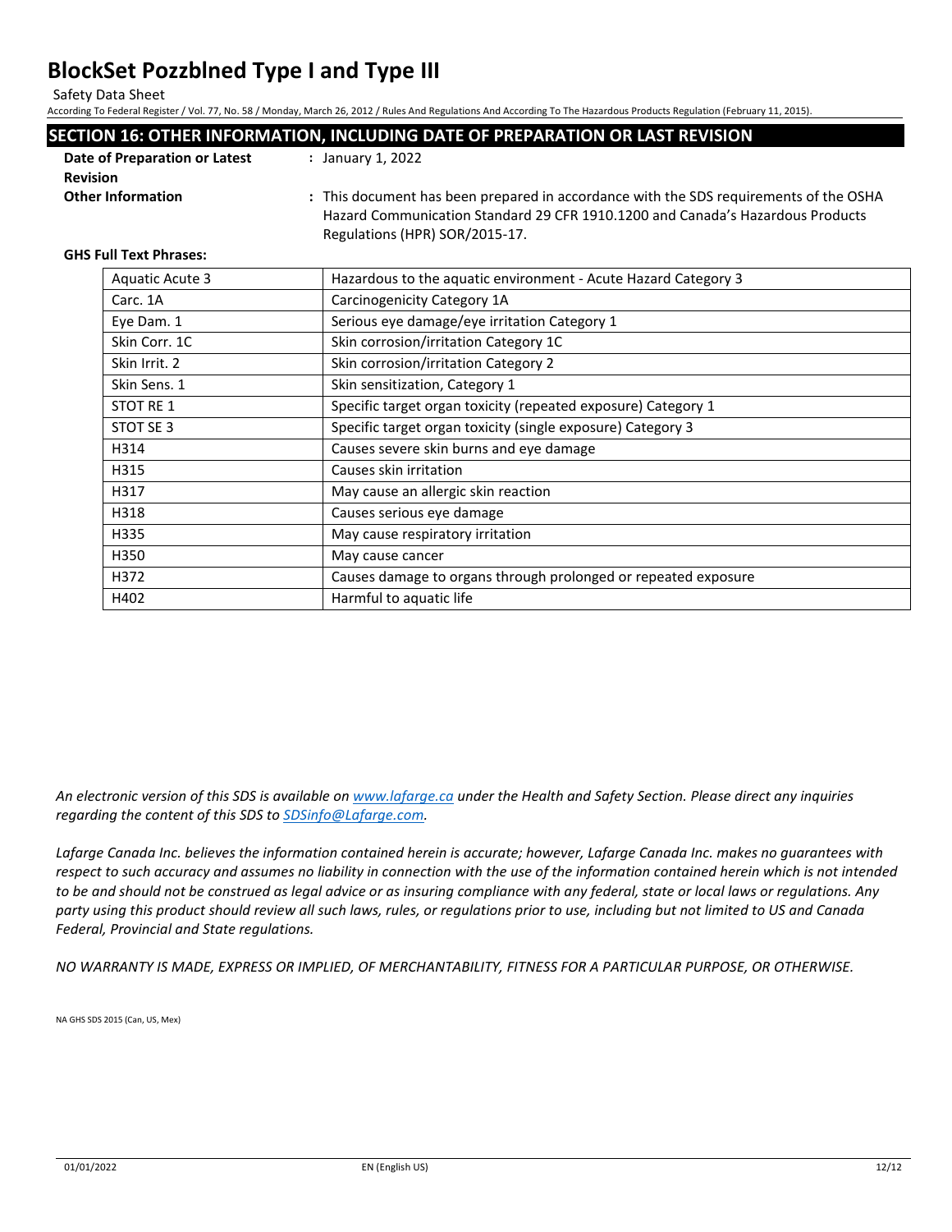## SECTION 16: OTHER INFORMATION, INCLUDING DATE OF PREPARATION OR LAST REVISION

**Date of Preparation or Latest Revision** : January 1, 2022

**Other Information** : This document has been prepared in accordance with the SDS requirements of the OSHA Hazard Communication Standard 29 CFR 1910.1200 and Canada's Hazardous Products Regulations (HPR) SOR/2015-17.

**GHS Full Text Phrases:**

| | |
|---|---|
| Aquatic Acute 3 | Hazardous to the aquatic environment - Acute Hazard Category 3 |
| Carc. 1A | Carcinogenicity Category 1A |
| Eye Dam. 1 | Serious eye damage/eye irritation Category 1 |
| Skin Corr. 1C | Skin corrosion/irritation Category 1C |
| Skin Irrit. 2 | Skin corrosion/irritation Category 2 |
| Skin Sens. 1 | Skin sensitization, Category 1 |
| STOT RE 1 | Specific target organ toxicity (repeated exposure) Category 1 |
| STOT SE 3 | Specific target organ toxicity (single exposure) Category 3 |
| H314 | Causes severe skin burns and eye damage |
| H315 | Causes skin irritation |
| H317 | May cause an allergic skin reaction |
| H318 | Causes serious eye damage |
| H335 | May cause respiratory irritation |
| H350 | May cause cancer |
| H372 | Causes damage to organs through prolonged or repeated exposure |
| H402 | Harmful to aquatic life |

*An electronic version of this SDS is available on [www.lafarge.ca](http://www.lafarge.ca) under the Health and Safety Section. Please direct any inquiries regarding the content of this SDS to [SDSinfo@Lafarge.com](mailto:SDSinfo@Lafarge.com).*

*Lafarge Canada Inc. believes the information contained herein is accurate; however, Lafarge Canada Inc. makes no guarantees with respect to such accuracy and assumes no liability in connection with the use of the information contained herein which is not intended to be and should not be construed as legal advice or as insuring compliance with any federal, state or local laws or regulations. Any party using this product should review all such laws, rules, or regulations prior to use, including but not limited to US and Canada Federal, Provincial and State regulations.*

*NO WARRANTY IS MADE, EXPRESS OR IMPLIED, OF MERCHANTABILITY, FITNESS FOR A PARTICULAR PURPOSE, OR OTHERWISE.*

NA GHS SDS 2015 (Can, US, Mex)